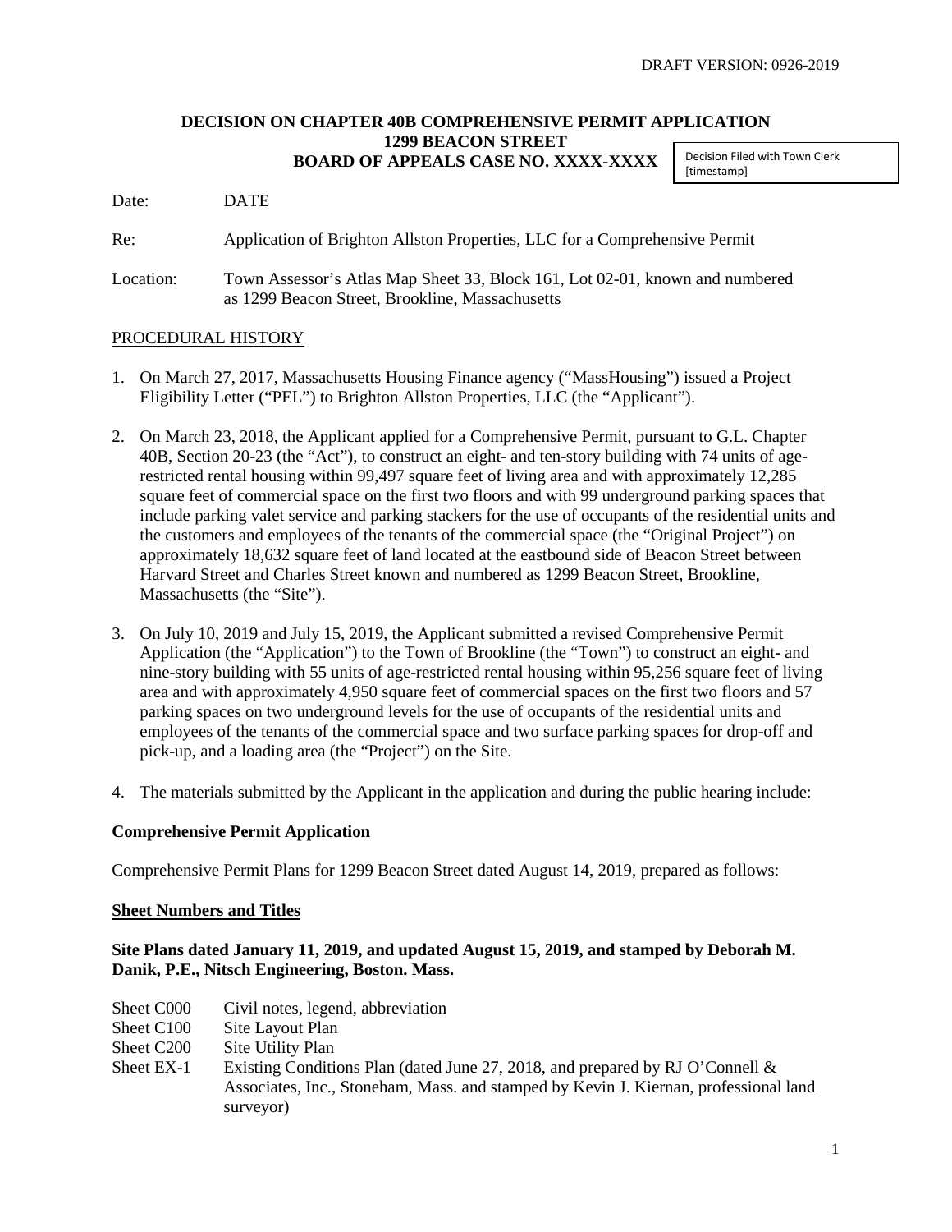DRAFT VERSION: 0926-2019

**DECISION ON CHAPTER 40B COMPREHENSIVE PERMIT APPLICATION**
**1299 BEACON STREET**
**BOARD OF APPEALS CASE NO. XXXX-XXXX**

Decision Filed with Town Clerk
[timestamp]

Date: DATE

Re: Application of Brighton Allston Properties, LLC for a Comprehensive Permit

Location: Town Assessor's Atlas Map Sheet 33, Block 161, Lot 02-01, known and numbered as 1299 Beacon Street, Brookline, Massachusetts

## PROCEDURAL HISTORY

1. On March 27, 2017, Massachusetts Housing Finance agency ("MassHousing") issued a Project Eligibility Letter ("PEL") to Brighton Allston Properties, LLC (the "Applicant").

2. On March 23, 2018, the Applicant applied for a Comprehensive Permit, pursuant to G.L. Chapter 40B, Section 20-23 (the "Act"), to construct an eight- and ten-story building with 74 units of age-restricted rental housing within 99,497 square feet of living area and with approximately 12,285 square feet of commercial space on the first two floors and with 99 underground parking spaces that include parking valet service and parking stackers for the use of occupants of the residential units and the customers and employees of the tenants of the commercial space (the "Original Project") on approximately 18,632 square feet of land located at the eastbound side of Beacon Street between Harvard Street and Charles Street known and numbered as 1299 Beacon Street, Brookline, Massachusetts (the "Site").

3. On July 10, 2019 and July 15, 2019, the Applicant submitted a revised Comprehensive Permit Application (the "Application") to the Town of Brookline (the "Town") to construct an eight- and nine-story building with 55 units of age-restricted rental housing within 95,256 square feet of living area and with approximately 4,950 square feet of commercial spaces on the first two floors and 57 parking spaces on two underground levels for the use of occupants of the residential units and employees of the tenants of the commercial space and two surface parking spaces for drop-off and pick-up, and a loading area (the "Project") on the Site.

4. The materials submitted by the Applicant in the application and during the public hearing include:

**Comprehensive Permit Application**

Comprehensive Permit Plans for 1299 Beacon Street dated August 14, 2019, prepared as follows:

**Sheet Numbers and Titles**

**Site Plans dated January 11, 2019, and updated August 15, 2019, and stamped by Deborah M. Danik, P.E., Nitsch Engineering, Boston. Mass.**

Sheet C000 Civil notes, legend, abbreviation
Sheet C100 Site Layout Plan
Sheet C200 Site Utility Plan
Sheet EX-1 Existing Conditions Plan (dated June 27, 2018, and prepared by RJ O'Connell & Associates, Inc., Stoneham, Mass. and stamped by Kevin J. Kiernan, professional land surveyor)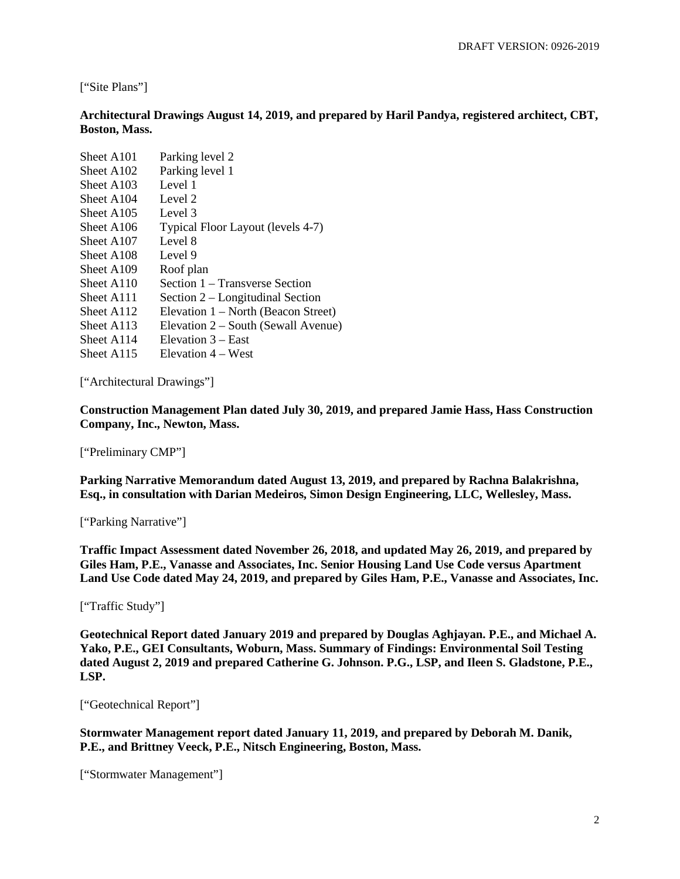["Site Plans"]

**Architectural Drawings August 14, 2019, and prepared by Haril Pandya, registered architect, CBT, Boston, Mass.**

| | |
|---|---|
| Sheet A101 | Parking level 2 |
| Sheet A102 | Parking level 1 |
| Sheet A103 | Level 1 |
| Sheet A104 | Level 2 |
| Sheet A105 | Level 3 |
| Sheet A106 | Typical Floor Layout (levels 4-7) |
| Sheet A107 | Level 8 |
| Sheet A108 | Level 9 |
| Sheet A109 | Roof plan |
| Sheet A110 | Section 1 – Transverse Section |
| Sheet A111 | Section 2 – Longitudinal Section |
| Sheet A112 | Elevation 1 – North (Beacon Street) |
| Sheet A113 | Elevation 2 – South (Sewall Avenue) |
| Sheet A114 | Elevation 3 – East |
| Sheet A115 | Elevation 4 – West |

["Architectural Drawings"]

**Construction Management Plan dated July 30, 2019, and prepared Jamie Hass, Hass Construction Company, Inc., Newton, Mass.**

["Preliminary CMP"]

**Parking Narrative Memorandum dated August 13, 2019, and prepared by Rachna Balakrishna, Esq., in consultation with Darian Medeiros, Simon Design Engineering, LLC, Wellesley, Mass.**

["Parking Narrative"]

**Traffic Impact Assessment dated November 26, 2018, and updated May 26, 2019, and prepared by Giles Ham, P.E., Vanasse and Associates, Inc. Senior Housing Land Use Code versus Apartment Land Use Code dated May 24, 2019, and prepared by Giles Ham, P.E., Vanasse and Associates, Inc.**

["Traffic Study"]

**Geotechnical Report dated January 2019 and prepared by Douglas Aghjayan. P.E., and Michael A. Yako, P.E., GEI Consultants, Woburn, Mass. Summary of Findings: Environmental Soil Testing dated August 2, 2019 and prepared Catherine G. Johnson. P.G., LSP, and Ileen S. Gladstone, P.E., LSP.**

["Geotechnical Report"]

**Stormwater Management report dated January 11, 2019, and prepared by Deborah M. Danik, P.E., and Brittney Veeck, P.E., Nitsch Engineering, Boston, Mass.**

["Stormwater Management"]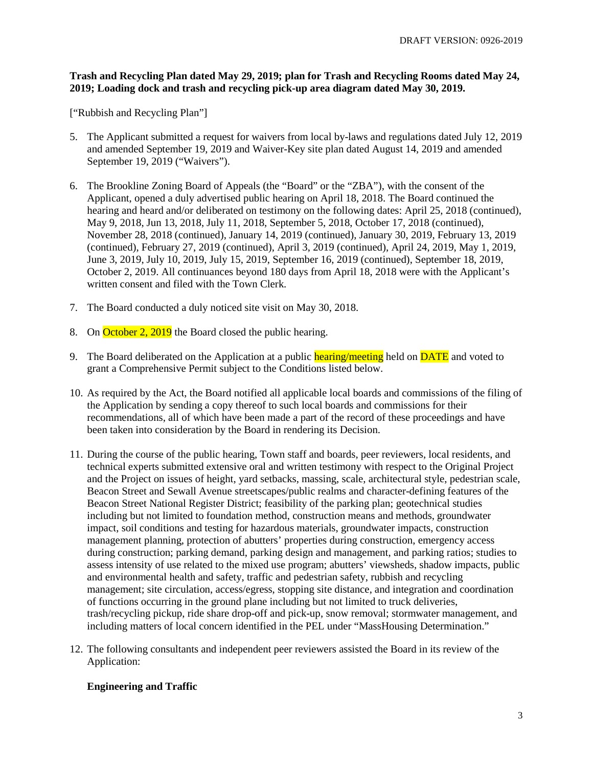**Trash and Recycling Plan dated May 29, 2019; plan for Trash and Recycling Rooms dated May 24, 2019; Loading dock and trash and recycling pick-up area diagram dated May 30, 2019.**

["Rubbish and Recycling Plan"]

5. The Applicant submitted a request for waivers from local by-laws and regulations dated July 12, 2019 and amended September 19, 2019 and Waiver-Key site plan dated August 14, 2019 and amended September 19, 2019 ("Waivers").

6. The Brookline Zoning Board of Appeals (the "Board" or the "ZBA"), with the consent of the Applicant, opened a duly advertised public hearing on April 18, 2018. The Board continued the hearing and heard and/or deliberated on testimony on the following dates: April 25, 2018 (continued), May 9, 2018, Jun 13, 2018, July 11, 2018, September 5, 2018, October 17, 2018 (continued), November 28, 2018 (continued), January 14, 2019 (continued), January 30, 2019, February 13, 2019 (continued), February 27, 2019 (continued), April 3, 2019 (continued), April 24, 2019, May 1, 2019, June 3, 2019, July 10, 2019, July 15, 2019, September 16, 2019 (continued), September 18, 2019, October 2, 2019. All continuances beyond 180 days from April 18, 2018 were with the Applicant's written consent and filed with the Town Clerk.

7. The Board conducted a duly noticed site visit on May 30, 2018.

8. On October 2, 2019 the Board closed the public hearing.

9. The Board deliberated on the Application at a public hearing/meeting held on DATE and voted to grant a Comprehensive Permit subject to the Conditions listed below.

10. As required by the Act, the Board notified all applicable local boards and commissions of the filing of the Application by sending a copy thereof to such local boards and commissions for their recommendations, all of which have been made a part of the record of these proceedings and have been taken into consideration by the Board in rendering its Decision.

11. During the course of the public hearing, Town staff and boards, peer reviewers, local residents, and technical experts submitted extensive oral and written testimony with respect to the Original Project and the Project on issues of height, yard setbacks, massing, scale, architectural style, pedestrian scale, Beacon Street and Sewall Avenue streetscapes/public realms and character-defining features of the Beacon Street National Register District; feasibility of the parking plan; geotechnical studies including but not limited to foundation method, construction means and methods, groundwater impact, soil conditions and testing for hazardous materials, groundwater impacts, construction management planning, protection of abutters' properties during construction, emergency access during construction; parking demand, parking design and management, and parking ratios; studies to assess intensity of use related to the mixed use program; abutters' viewsheds, shadow impacts, public and environmental health and safety, traffic and pedestrian safety, rubbish and recycling management; site circulation, access/egress, stopping site distance, and integration and coordination of functions occurring in the ground plane including but not limited to truck deliveries, trash/recycling pickup, ride share drop-off and pick-up, snow removal; stormwater management, and including matters of local concern identified in the PEL under "MassHousing Determination."

12. The following consultants and independent peer reviewers assisted the Board in its review of the Application:

    **Engineering and Traffic**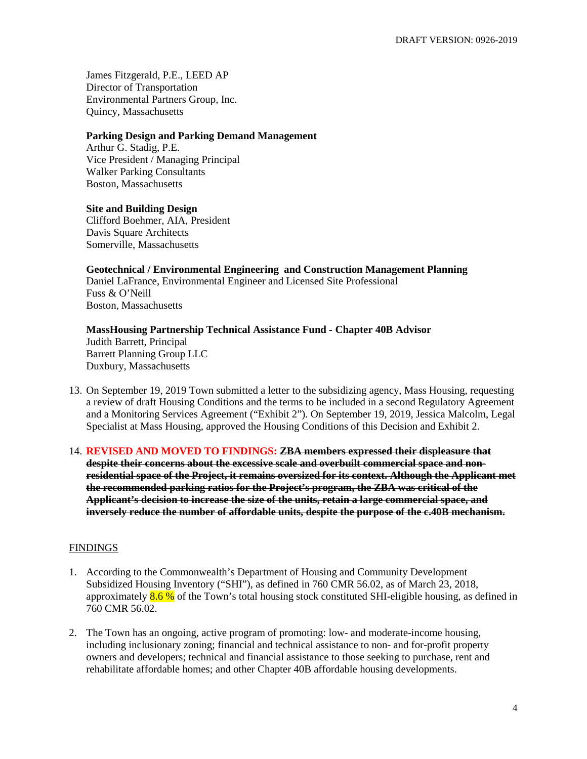James Fitzgerald, P.E., LEED AP
Director of Transportation
Environmental Partners Group, Inc.
Quincy, Massachusetts

**Parking Design and Parking Demand Management**
Arthur G. Stadig, P.E.
Vice President / Managing Principal
Walker Parking Consultants
Boston, Massachusetts

**Site and Building Design**
Clifford Boehmer, AIA, President
Davis Square Architects
Somerville, Massachusetts

**Geotechnical / Environmental Engineering and Construction Management Planning**
Daniel LaFrance, Environmental Engineer and Licensed Site Professional
Fuss & O'Neill
Boston, Massachusetts

**MassHousing Partnership Technical Assistance Fund - Chapter 40B Advisor**
Judith Barrett, Principal
Barrett Planning Group LLC
Duxbury, Massachusetts

13. On September 19, 2019 Town submitted a letter to the subsidizing agency, Mass Housing, requesting a review of draft Housing Conditions and the terms to be included in a second Regulatory Agreement and a Monitoring Services Agreement ("Exhibit 2"). On September 19, 2019, Jessica Malcolm, Legal Specialist at Mass Housing, approved the Housing Conditions of this Decision and Exhibit 2.

14. **REVISED AND MOVED TO FINDINGS:** ~~**ZBA members expressed their displeasure that despite their concerns about the excessive scale and overbuilt commercial space and non-residential space of the Project, it remains oversized for its context. Although the Applicant met the recommended parking ratios for the Project's program, the ZBA was critical of the Applicant's decision to increase the size of the units, retain a large commercial space, and inversely reduce the number of affordable units, despite the purpose of the c.40B mechanism.**~~

FINDINGS

1. According to the Commonwealth's Department of Housing and Community Development Subsidized Housing Inventory ("SHI"), as defined in 760 CMR 56.02, as of March 23, 2018, approximately 8.6 % of the Town's total housing stock constituted SHI-eligible housing, as defined in 760 CMR 56.02.

2. The Town has an ongoing, active program of promoting: low- and moderate-income housing, including inclusionary zoning; financial and technical assistance to non- and for-profit property owners and developers; technical and financial assistance to those seeking to purchase, rent and rehabilitate affordable homes; and other Chapter 40B affordable housing developments.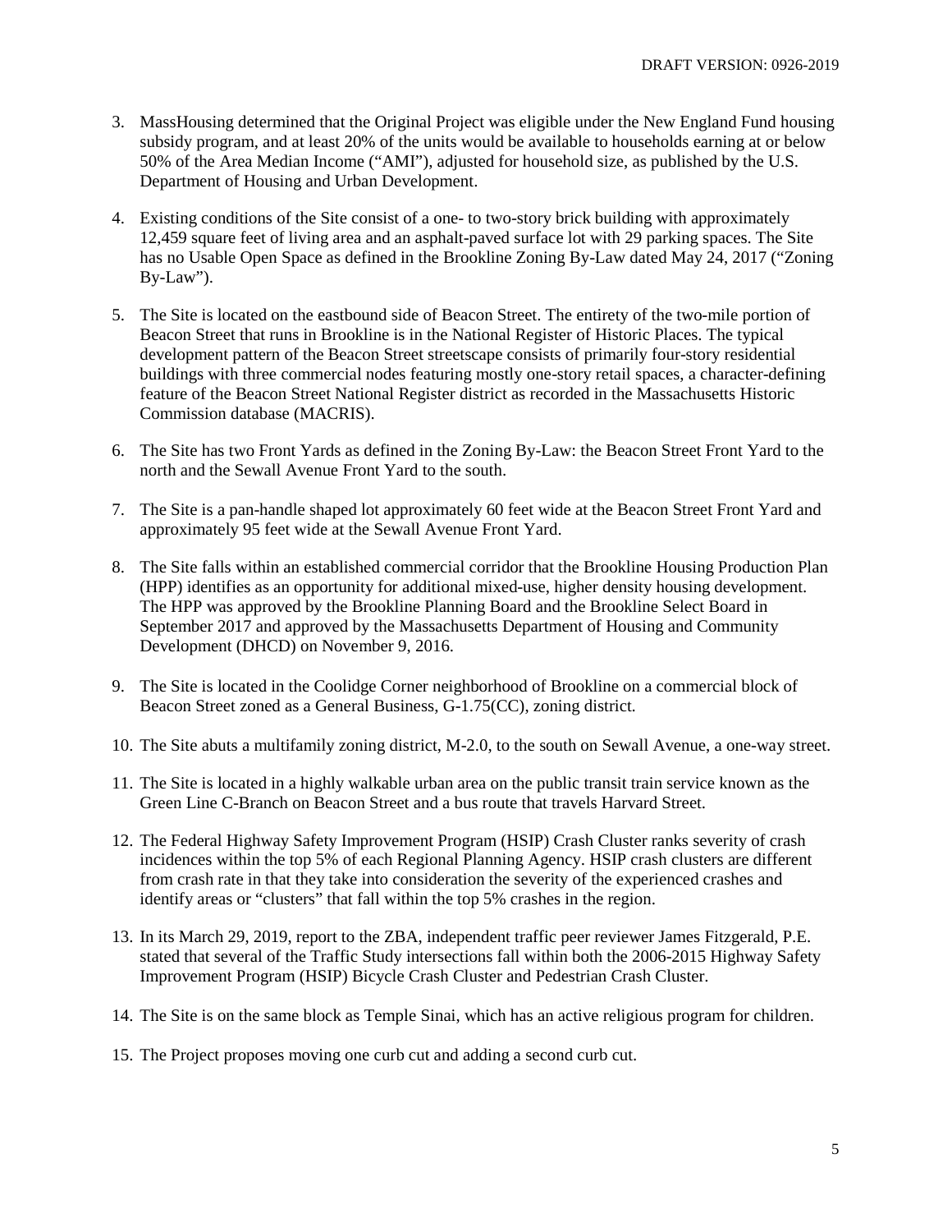3. MassHousing determined that the Original Project was eligible under the New England Fund housing subsidy program, and at least 20% of the units would be available to households earning at or below 50% of the Area Median Income ("AMI"), adjusted for household size, as published by the U.S. Department of Housing and Urban Development.

4. Existing conditions of the Site consist of a one- to two-story brick building with approximately 12,459 square feet of living area and an asphalt-paved surface lot with 29 parking spaces. The Site has no Usable Open Space as defined in the Brookline Zoning By-Law dated May 24, 2017 ("Zoning By-Law").

5. The Site is located on the eastbound side of Beacon Street. The entirety of the two-mile portion of Beacon Street that runs in Brookline is in the National Register of Historic Places. The typical development pattern of the Beacon Street streetscape consists of primarily four-story residential buildings with three commercial nodes featuring mostly one-story retail spaces, a character-defining feature of the Beacon Street National Register district as recorded in the Massachusetts Historic Commission database (MACRIS).

6. The Site has two Front Yards as defined in the Zoning By-Law: the Beacon Street Front Yard to the north and the Sewall Avenue Front Yard to the south.

7. The Site is a pan-handle shaped lot approximately 60 feet wide at the Beacon Street Front Yard and approximately 95 feet wide at the Sewall Avenue Front Yard.

8. The Site falls within an established commercial corridor that the Brookline Housing Production Plan (HPP) identifies as an opportunity for additional mixed-use, higher density housing development. The HPP was approved by the Brookline Planning Board and the Brookline Select Board in September 2017 and approved by the Massachusetts Department of Housing and Community Development (DHCD) on November 9, 2016.

9. The Site is located in the Coolidge Corner neighborhood of Brookline on a commercial block of Beacon Street zoned as a General Business, G-1.75(CC), zoning district.

10. The Site abuts a multifamily zoning district, M-2.0, to the south on Sewall Avenue, a one-way street.

11. The Site is located in a highly walkable urban area on the public transit train service known as the Green Line C-Branch on Beacon Street and a bus route that travels Harvard Street.

12. The Federal Highway Safety Improvement Program (HSIP) Crash Cluster ranks severity of crash incidences within the top 5% of each Regional Planning Agency. HSIP crash clusters are different from crash rate in that they take into consideration the severity of the experienced crashes and identify areas or "clusters" that fall within the top 5% crashes in the region.

13. In its March 29, 2019, report to the ZBA, independent traffic peer reviewer James Fitzgerald, P.E. stated that several of the Traffic Study intersections fall within both the 2006-2015 Highway Safety Improvement Program (HSIP) Bicycle Crash Cluster and Pedestrian Crash Cluster.

14. The Site is on the same block as Temple Sinai, which has an active religious program for children.

15. The Project proposes moving one curb cut and adding a second curb cut.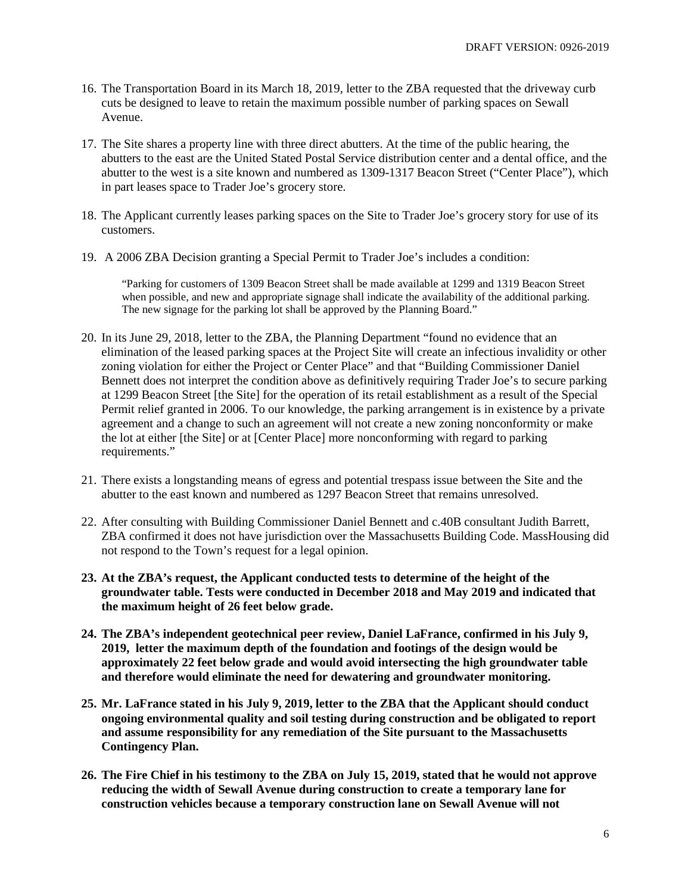16. The Transportation Board in its March 18, 2019, letter to the ZBA requested that the driveway curb cuts be designed to leave to retain the maximum possible number of parking spaces on Sewall Avenue.

17. The Site shares a property line with three direct abutters. At the time of the public hearing, the abutters to the east are the United Stated Postal Service distribution center and a dental office, and the abutter to the west is a site known and numbered as 1309-1317 Beacon Street ("Center Place"), which in part leases space to Trader Joe's grocery store.

18. The Applicant currently leases parking spaces on the Site to Trader Joe's grocery story for use of its customers.

19. A 2006 ZBA Decision granting a Special Permit to Trader Joe's includes a condition:

    "Parking for customers of 1309 Beacon Street shall be made available at 1299 and 1319 Beacon Street when possible, and new and appropriate signage shall indicate the availability of the additional parking. The new signage for the parking lot shall be approved by the Planning Board."

20. In its June 29, 2018, letter to the ZBA, the Planning Department "found no evidence that an elimination of the leased parking spaces at the Project Site will create an infectious invalidity or other zoning violation for either the Project or Center Place" and that "Building Commissioner Daniel Bennett does not interpret the condition above as definitively requiring Trader Joe's to secure parking at 1299 Beacon Street [the Site] for the operation of its retail establishment as a result of the Special Permit relief granted in 2006. To our knowledge, the parking arrangement is in existence by a private agreement and a change to such an agreement will not create a new zoning nonconformity or make the lot at either [the Site] or at [Center Place] more nonconforming with regard to parking requirements."

21. There exists a longstanding means of egress and potential trespass issue between the Site and the abutter to the east known and numbered as 1297 Beacon Street that remains unresolved.

22. After consulting with Building Commissioner Daniel Bennett and c.40B consultant Judith Barrett, ZBA confirmed it does not have jurisdiction over the Massachusetts Building Code. MassHousing did not respond to the Town's request for a legal opinion.

23. **At the ZBA's request, the Applicant conducted tests to determine of the height of the groundwater table. Tests were conducted in December 2018 and May 2019 and indicated that the maximum height of 26 feet below grade.**

24. **The ZBA's independent geotechnical peer review, Daniel LaFrance, confirmed in his July 9, 2019, letter the maximum depth of the foundation and footings of the design would be approximately 22 feet below grade and would avoid intersecting the high groundwater table and therefore would eliminate the need for dewatering and groundwater monitoring.**

25. **Mr. LaFrance stated in his July 9, 2019, letter to the ZBA that the Applicant should conduct ongoing environmental quality and soil testing during construction and be obligated to report and assume responsibility for any remediation of the Site pursuant to the Massachusetts Contingency Plan.**

26. **The Fire Chief in his testimony to the ZBA on July 15, 2019, stated that he would not approve reducing the width of Sewall Avenue during construction to create a temporary lane for construction vehicles because a temporary construction lane on Sewall Avenue will not**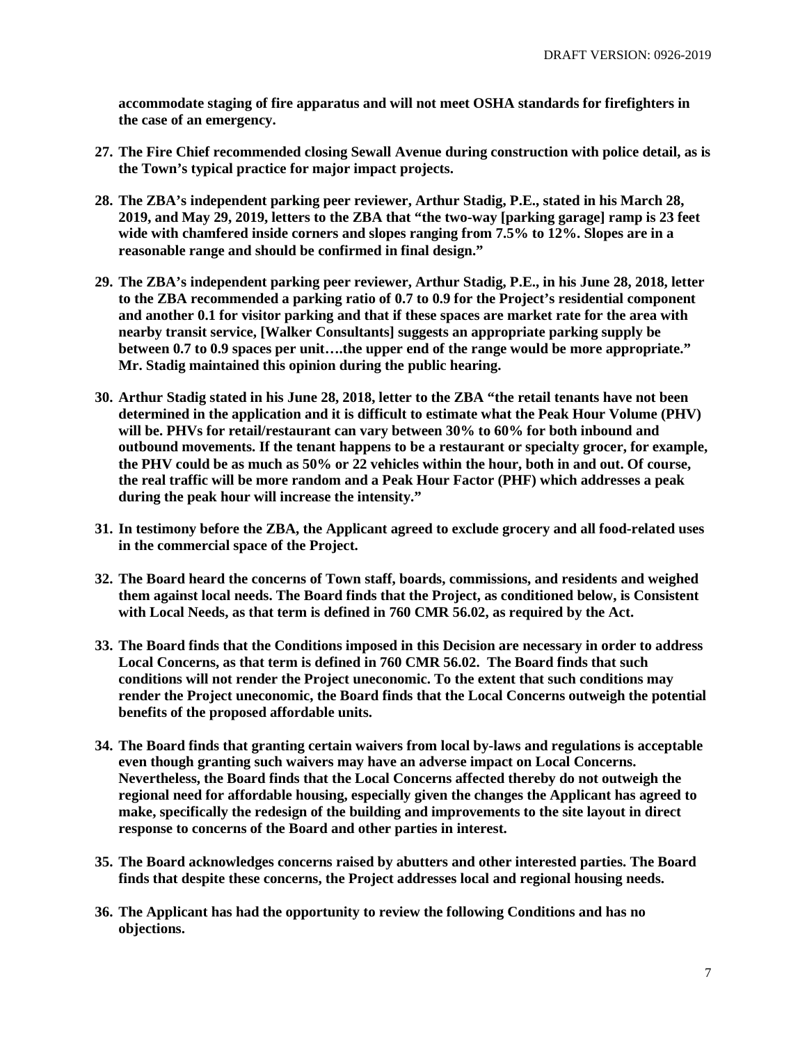**accommodate staging of fire apparatus and will not meet OSHA standards for firefighters in the case of an emergency.**

27. **The Fire Chief recommended closing Sewall Avenue during construction with police detail, as is the Town's typical practice for major impact projects.**

28. **The ZBA's independent parking peer reviewer, Arthur Stadig, P.E., stated in his March 28, 2019, and May 29, 2019, letters to the ZBA that "the two-way [parking garage] ramp is 23 feet wide with chamfered inside corners and slopes ranging from 7.5% to 12%. Slopes are in a reasonable range and should be confirmed in final design."**

29. **The ZBA's independent parking peer reviewer, Arthur Stadig, P.E., in his June 28, 2018, letter to the ZBA recommended a parking ratio of 0.7 to 0.9 for the Project's residential component and another 0.1 for visitor parking and that if these spaces are market rate for the area with nearby transit service, [Walker Consultants] suggests an appropriate parking supply be between 0.7 to 0.9 spaces per unit….the upper end of the range would be more appropriate." Mr. Stadig maintained this opinion during the public hearing.**

30. **Arthur Stadig stated in his June 28, 2018, letter to the ZBA "the retail tenants have not been determined in the application and it is difficult to estimate what the Peak Hour Volume (PHV) will be. PHVs for retail/restaurant can vary between 30% to 60% for both inbound and outbound movements. If the tenant happens to be a restaurant or specialty grocer, for example, the PHV could be as much as 50% or 22 vehicles within the hour, both in and out. Of course, the real traffic will be more random and a Peak Hour Factor (PHF) which addresses a peak during the peak hour will increase the intensity."**

31. **In testimony before the ZBA, the Applicant agreed to exclude grocery and all food-related uses in the commercial space of the Project.**

32. **The Board heard the concerns of Town staff, boards, commissions, and residents and weighed them against local needs. The Board finds that the Project, as conditioned below, is Consistent with Local Needs, as that term is defined in 760 CMR 56.02, as required by the Act.**

33. **The Board finds that the Conditions imposed in this Decision are necessary in order to address Local Concerns, as that term is defined in 760 CMR 56.02. The Board finds that such conditions will not render the Project uneconomic. To the extent that such conditions may render the Project uneconomic, the Board finds that the Local Concerns outweigh the potential benefits of the proposed affordable units.**

34. **The Board finds that granting certain waivers from local by-laws and regulations is acceptable even though granting such waivers may have an adverse impact on Local Concerns. Nevertheless, the Board finds that the Local Concerns affected thereby do not outweigh the regional need for affordable housing, especially given the changes the Applicant has agreed to make, specifically the redesign of the building and improvements to the site layout in direct response to concerns of the Board and other parties in interest.**

35. **The Board acknowledges concerns raised by abutters and other interested parties. The Board finds that despite these concerns, the Project addresses local and regional housing needs.**

36. **The Applicant has had the opportunity to review the following Conditions and has no objections.**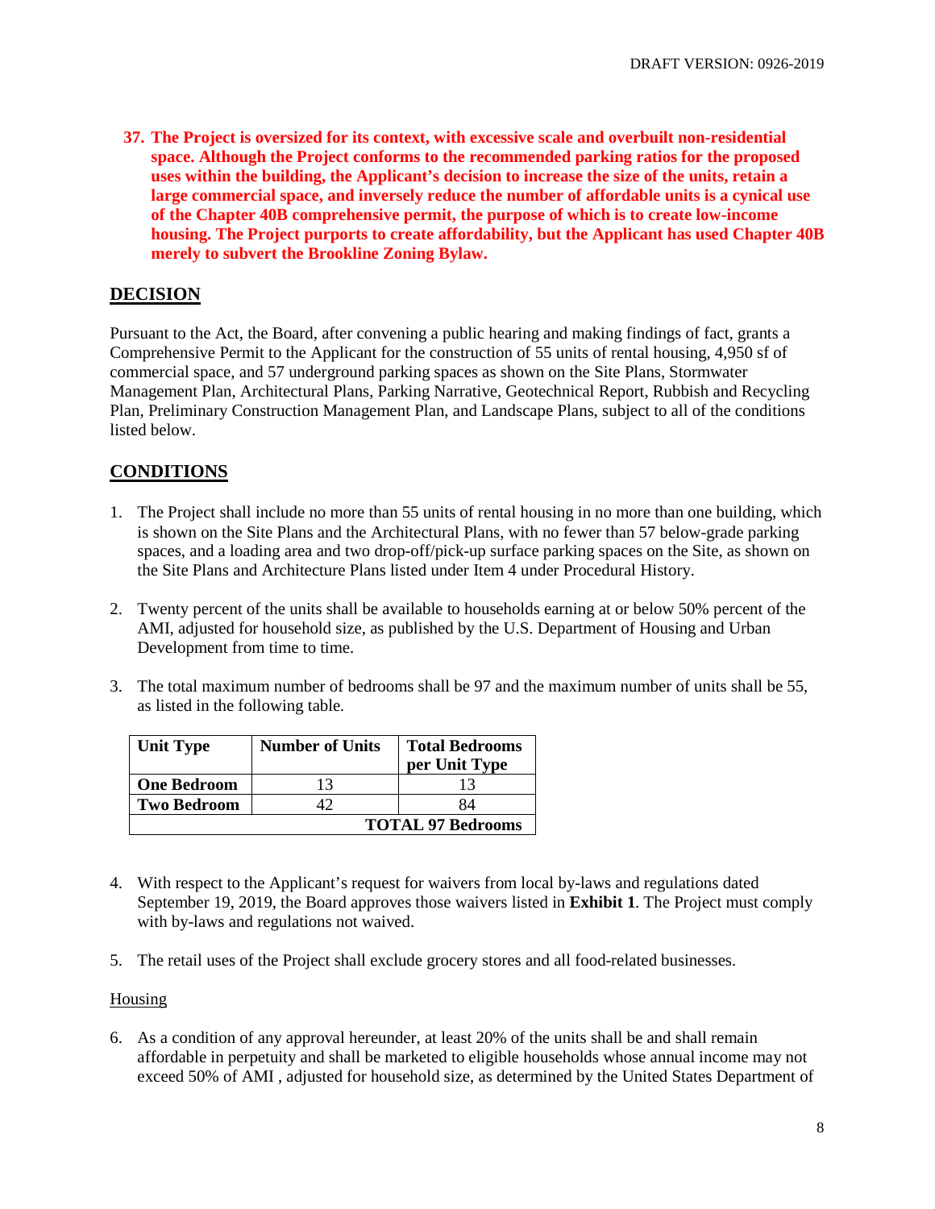37. **The Project is oversized for its context, with excessive scale and overbuilt non-residential space. Although the Project conforms to the recommended parking ratios for the proposed uses within the building, the Applicant's decision to increase the size of the units, retain a large commercial space, and inversely reduce the number of affordable units is a cynical use of the Chapter 40B comprehensive permit, the purpose of which is to create low-income housing. The Project purports to create affordability, but the Applicant has used Chapter 40B merely to subvert the Brookline Zoning Bylaw.**

## DECISION

Pursuant to the Act, the Board, after convening a public hearing and making findings of fact, grants a Comprehensive Permit to the Applicant for the construction of 55 units of rental housing, 4,950 sf of commercial space, and 57 underground parking spaces as shown on the Site Plans, Stormwater Management Plan, Architectural Plans, Parking Narrative, Geotechnical Report, Rubbish and Recycling Plan, Preliminary Construction Management Plan, and Landscape Plans, subject to all of the conditions listed below.

## CONDITIONS

1. The Project shall include no more than 55 units of rental housing in no more than one building, which is shown on the Site Plans and the Architectural Plans, with no fewer than 57 below-grade parking spaces, and a loading area and two drop-off/pick-up surface parking spaces on the Site, as shown on the Site Plans and Architecture Plans listed under Item 4 under Procedural History.

2. Twenty percent of the units shall be available to households earning at or below 50% percent of the AMI, adjusted for household size, as published by the U.S. Department of Housing and Urban Development from time to time.

3. The total maximum number of bedrooms shall be 97 and the maximum number of units shall be 55, as listed in the following table.

| Unit Type | Number of Units | Total Bedrooms per Unit Type |
|---|---|---|
| **One Bedroom** | 13 | 13 |
| **Two Bedroom** | 42 | 84 |
| | | **TOTAL 97 Bedrooms** |

4. With respect to the Applicant's request for waivers from local by-laws and regulations dated September 19, 2019, the Board approves those waivers listed in **Exhibit 1**. The Project must comply with by-laws and regulations not waived.

5. The retail uses of the Project shall exclude grocery stores and all food-related businesses.

Housing

6. As a condition of any approval hereunder, at least 20% of the units shall be and shall remain affordable in perpetuity and shall be marketed to eligible households whose annual income may not exceed 50% of AMI , adjusted for household size, as determined by the United States Department of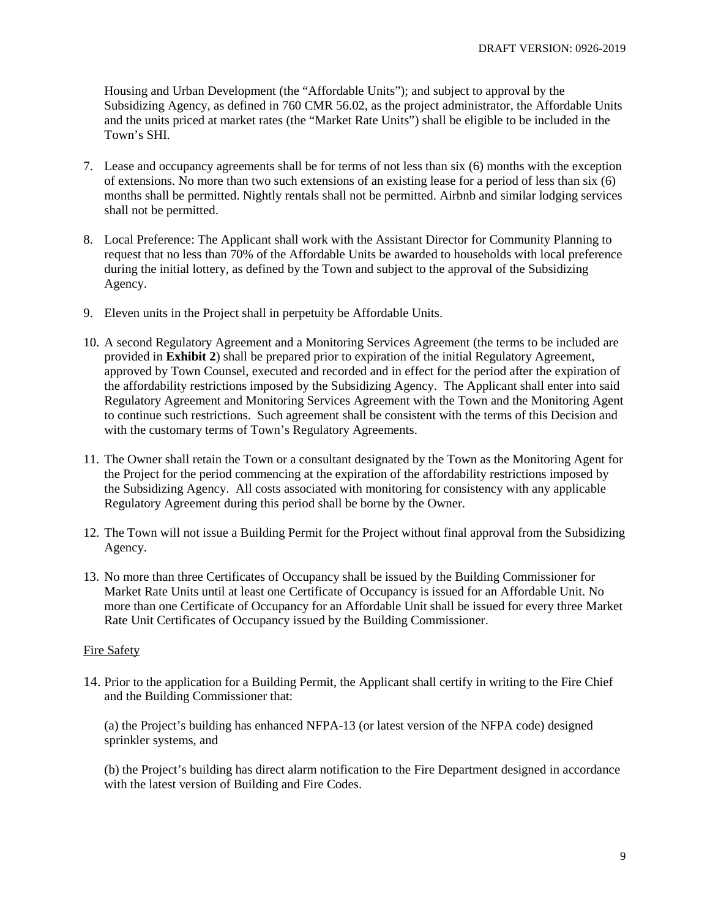Housing and Urban Development (the "Affordable Units"); and subject to approval by the Subsidizing Agency, as defined in 760 CMR 56.02, as the project administrator, the Affordable Units and the units priced at market rates (the "Market Rate Units") shall be eligible to be included in the Town's SHI.

7. Lease and occupancy agreements shall be for terms of not less than six (6) months with the exception of extensions. No more than two such extensions of an existing lease for a period of less than six (6) months shall be permitted. Nightly rentals shall not be permitted. Airbnb and similar lodging services shall not be permitted.

8. Local Preference: The Applicant shall work with the Assistant Director for Community Planning to request that no less than 70% of the Affordable Units be awarded to households with local preference during the initial lottery, as defined by the Town and subject to the approval of the Subsidizing Agency.

9. Eleven units in the Project shall in perpetuity be Affordable Units.

10. A second Regulatory Agreement and a Monitoring Services Agreement (the terms to be included are provided in **Exhibit 2**) shall be prepared prior to expiration of the initial Regulatory Agreement, approved by Town Counsel, executed and recorded and in effect for the period after the expiration of the affordability restrictions imposed by the Subsidizing Agency. The Applicant shall enter into said Regulatory Agreement and Monitoring Services Agreement with the Town and the Monitoring Agent to continue such restrictions. Such agreement shall be consistent with the terms of this Decision and with the customary terms of Town's Regulatory Agreements.

11. The Owner shall retain the Town or a consultant designated by the Town as the Monitoring Agent for the Project for the period commencing at the expiration of the affordability restrictions imposed by the Subsidizing Agency. All costs associated with monitoring for consistency with any applicable Regulatory Agreement during this period shall be borne by the Owner.

12. The Town will not issue a Building Permit for the Project without final approval from the Subsidizing Agency.

13. No more than three Certificates of Occupancy shall be issued by the Building Commissioner for Market Rate Units until at least one Certificate of Occupancy is issued for an Affordable Unit. No more than one Certificate of Occupancy for an Affordable Unit shall be issued for every three Market Rate Unit Certificates of Occupancy issued by the Building Commissioner.

Fire Safety

14. Prior to the application for a Building Permit, the Applicant shall certify in writing to the Fire Chief and the Building Commissioner that:

    (a) the Project's building has enhanced NFPA-13 (or latest version of the NFPA code) designed sprinkler systems, and

    (b) the Project's building has direct alarm notification to the Fire Department designed in accordance with the latest version of Building and Fire Codes.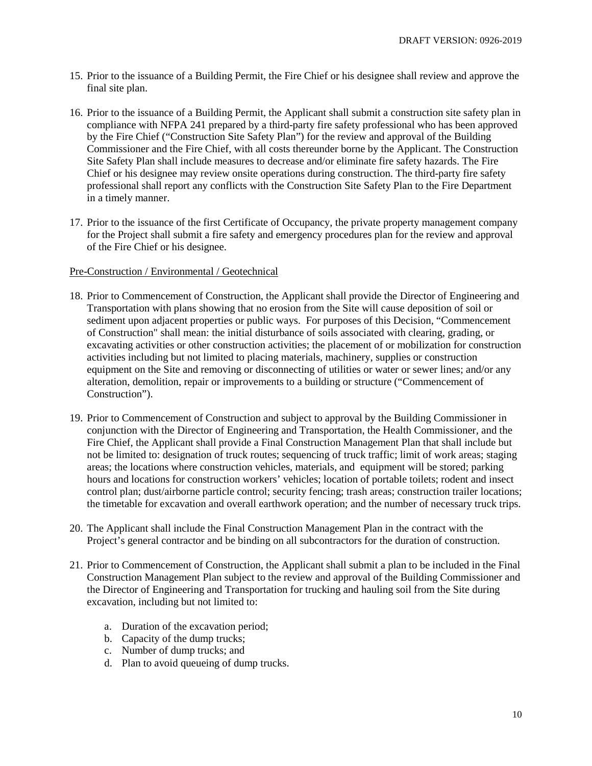15. Prior to the issuance of a Building Permit, the Fire Chief or his designee shall review and approve the final site plan.

16. Prior to the issuance of a Building Permit, the Applicant shall submit a construction site safety plan in compliance with NFPA 241 prepared by a third-party fire safety professional who has been approved by the Fire Chief ("Construction Site Safety Plan") for the review and approval of the Building Commissioner and the Fire Chief, with all costs thereunder borne by the Applicant. The Construction Site Safety Plan shall include measures to decrease and/or eliminate fire safety hazards. The Fire Chief or his designee may review onsite operations during construction. The third-party fire safety professional shall report any conflicts with the Construction Site Safety Plan to the Fire Department in a timely manner.

17. Prior to the issuance of the first Certificate of Occupancy, the private property management company for the Project shall submit a fire safety and emergency procedures plan for the review and approval of the Fire Chief or his designee.

Pre-Construction / Environmental / Geotechnical

18. Prior to Commencement of Construction, the Applicant shall provide the Director of Engineering and Transportation with plans showing that no erosion from the Site will cause deposition of soil or sediment upon adjacent properties or public ways. For purposes of this Decision, "Commencement of Construction" shall mean: the initial disturbance of soils associated with clearing, grading, or excavating activities or other construction activities; the placement of or mobilization for construction activities including but not limited to placing materials, machinery, supplies or construction equipment on the Site and removing or disconnecting of utilities or water or sewer lines; and/or any alteration, demolition, repair or improvements to a building or structure ("Commencement of Construction").

19. Prior to Commencement of Construction and subject to approval by the Building Commissioner in conjunction with the Director of Engineering and Transportation, the Health Commissioner, and the Fire Chief, the Applicant shall provide a Final Construction Management Plan that shall include but not be limited to: designation of truck routes; sequencing of truck traffic; limit of work areas; staging areas; the locations where construction vehicles, materials, and equipment will be stored; parking hours and locations for construction workers' vehicles; location of portable toilets; rodent and insect control plan; dust/airborne particle control; security fencing; trash areas; construction trailer locations; the timetable for excavation and overall earthwork operation; and the number of necessary truck trips.

20. The Applicant shall include the Final Construction Management Plan in the contract with the Project's general contractor and be binding on all subcontractors for the duration of construction.

21. Prior to Commencement of Construction, the Applicant shall submit a plan to be included in the Final Construction Management Plan subject to the review and approval of the Building Commissioner and the Director of Engineering and Transportation for trucking and hauling soil from the Site during excavation, including but not limited to:

    a. Duration of the excavation period;
    b. Capacity of the dump trucks;
    c. Number of dump trucks; and
    d. Plan to avoid queueing of dump trucks.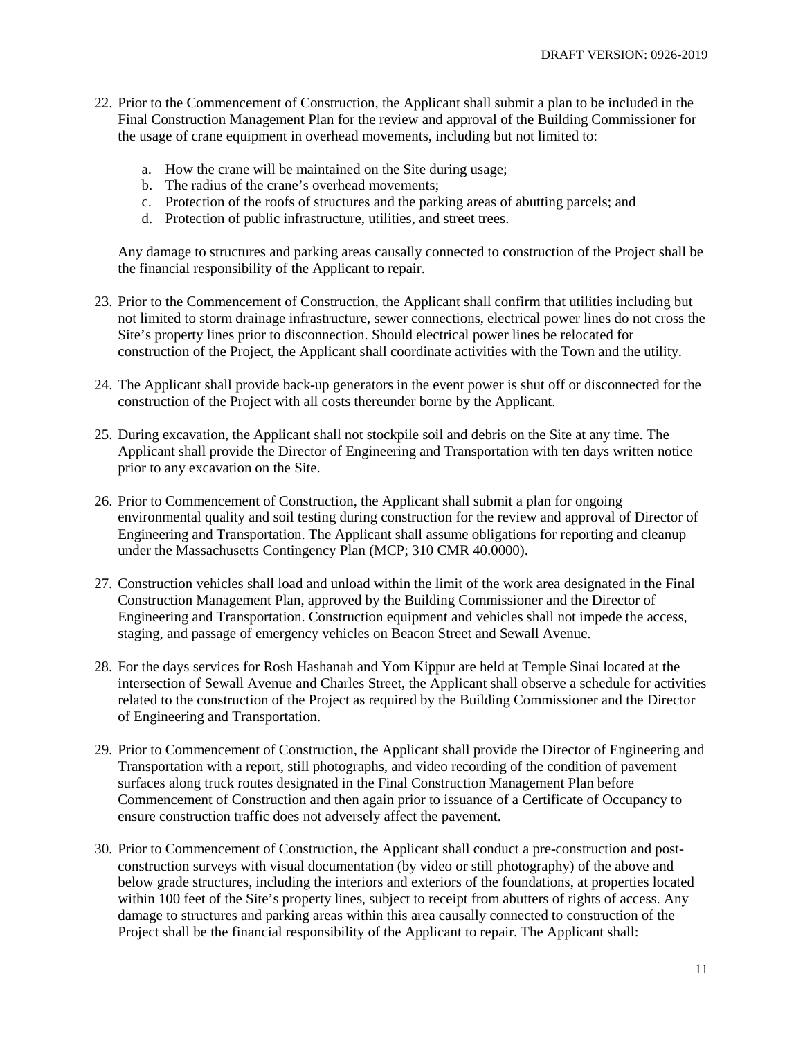22. Prior to the Commencement of Construction, the Applicant shall submit a plan to be included in the Final Construction Management Plan for the review and approval of the Building Commissioner for the usage of crane equipment in overhead movements, including but not limited to:

    a. How the crane will be maintained on the Site during usage;
    b. The radius of the crane's overhead movements;
    c. Protection of the roofs of structures and the parking areas of abutting parcels; and
    d. Protection of public infrastructure, utilities, and street trees.

    Any damage to structures and parking areas causally connected to construction of the Project shall be the financial responsibility of the Applicant to repair.

23. Prior to the Commencement of Construction, the Applicant shall confirm that utilities including but not limited to storm drainage infrastructure, sewer connections, electrical power lines do not cross the Site's property lines prior to disconnection. Should electrical power lines be relocated for construction of the Project, the Applicant shall coordinate activities with the Town and the utility.

24. The Applicant shall provide back-up generators in the event power is shut off or disconnected for the construction of the Project with all costs thereunder borne by the Applicant.

25. During excavation, the Applicant shall not stockpile soil and debris on the Site at any time. The Applicant shall provide the Director of Engineering and Transportation with ten days written notice prior to any excavation on the Site.

26. Prior to Commencement of Construction, the Applicant shall submit a plan for ongoing environmental quality and soil testing during construction for the review and approval of Director of Engineering and Transportation. The Applicant shall assume obligations for reporting and cleanup under the Massachusetts Contingency Plan (MCP; 310 CMR 40.0000).

27. Construction vehicles shall load and unload within the limit of the work area designated in the Final Construction Management Plan, approved by the Building Commissioner and the Director of Engineering and Transportation. Construction equipment and vehicles shall not impede the access, staging, and passage of emergency vehicles on Beacon Street and Sewall Avenue.

28. For the days services for Rosh Hashanah and Yom Kippur are held at Temple Sinai located at the intersection of Sewall Avenue and Charles Street, the Applicant shall observe a schedule for activities related to the construction of the Project as required by the Building Commissioner and the Director of Engineering and Transportation.

29. Prior to Commencement of Construction, the Applicant shall provide the Director of Engineering and Transportation with a report, still photographs, and video recording of the condition of pavement surfaces along truck routes designated in the Final Construction Management Plan before Commencement of Construction and then again prior to issuance of a Certificate of Occupancy to ensure construction traffic does not adversely affect the pavement.

30. Prior to Commencement of Construction, the Applicant shall conduct a pre-construction and post-construction surveys with visual documentation (by video or still photography) of the above and below grade structures, including the interiors and exteriors of the foundations, at properties located within 100 feet of the Site's property lines, subject to receipt from abutters of rights of access. Any damage to structures and parking areas within this area causally connected to construction of the Project shall be the financial responsibility of the Applicant to repair. The Applicant shall: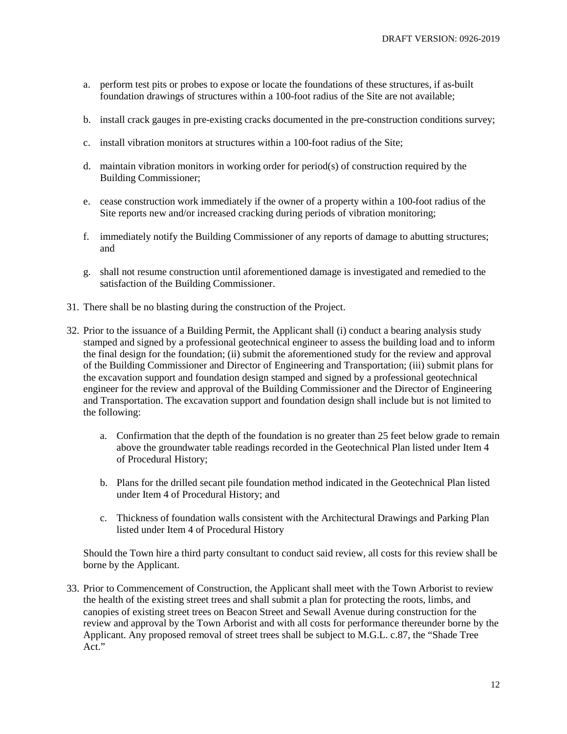a. perform test pits or probes to expose or locate the foundations of these structures, if as-built foundation drawings of structures within a 100-foot radius of the Site are not available;

b. install crack gauges in pre-existing cracks documented in the pre-construction conditions survey;

c. install vibration monitors at structures within a 100-foot radius of the Site;

d. maintain vibration monitors in working order for period(s) of construction required by the Building Commissioner;

e. cease construction work immediately if the owner of a property within a 100-foot radius of the Site reports new and/or increased cracking during periods of vibration monitoring;

f. immediately notify the Building Commissioner of any reports of damage to abutting structures; and

g. shall not resume construction until aforementioned damage is investigated and remedied to the satisfaction of the Building Commissioner.

31. There shall be no blasting during the construction of the Project.

32. Prior to the issuance of a Building Permit, the Applicant shall (i) conduct a bearing analysis study stamped and signed by a professional geotechnical engineer to assess the building load and to inform the final design for the foundation; (ii) submit the aforementioned study for the review and approval of the Building Commissioner and Director of Engineering and Transportation; (iii) submit plans for the excavation support and foundation design stamped and signed by a professional geotechnical engineer for the review and approval of the Building Commissioner and the Director of Engineering and Transportation. The excavation support and foundation design shall include but is not limited to the following:

    a. Confirmation that the depth of the foundation is no greater than 25 feet below grade to remain above the groundwater table readings recorded in the Geotechnical Plan listed under Item 4 of Procedural History;

    b. Plans for the drilled secant pile foundation method indicated in the Geotechnical Plan listed under Item 4 of Procedural History; and

    c. Thickness of foundation walls consistent with the Architectural Drawings and Parking Plan listed under Item 4 of Procedural History

    Should the Town hire a third party consultant to conduct said review, all costs for this review shall be borne by the Applicant.

33. Prior to Commencement of Construction, the Applicant shall meet with the Town Arborist to review the health of the existing street trees and shall submit a plan for protecting the roots, limbs, and canopies of existing street trees on Beacon Street and Sewall Avenue during construction for the review and approval by the Town Arborist and with all costs for performance thereunder borne by the Applicant. Any proposed removal of street trees shall be subject to M.G.L. c.87, the "Shade Tree Act."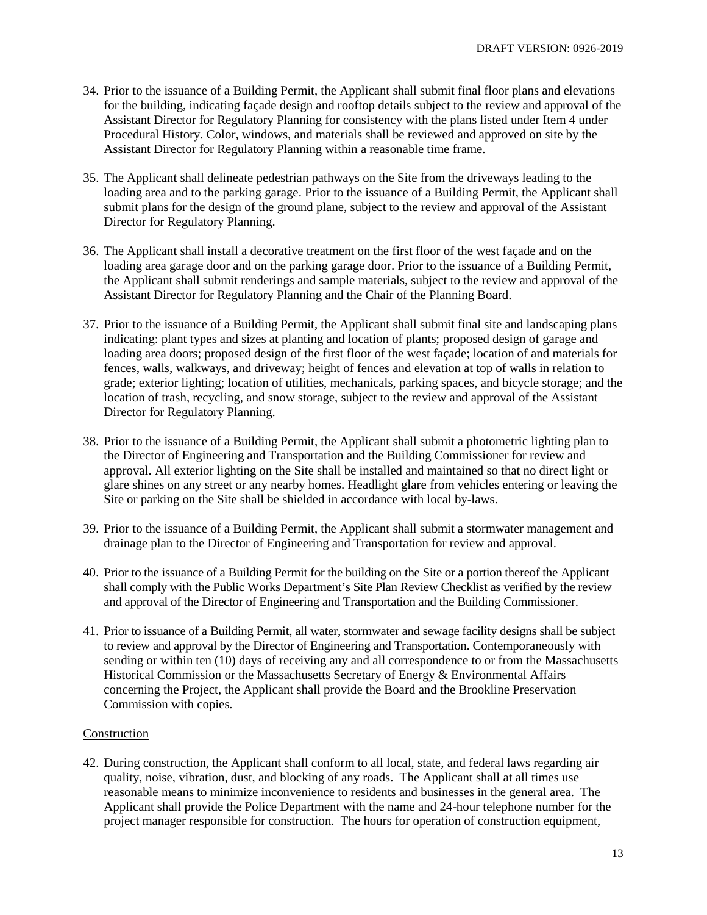34. Prior to the issuance of a Building Permit, the Applicant shall submit final floor plans and elevations for the building, indicating façade design and rooftop details subject to the review and approval of the Assistant Director for Regulatory Planning for consistency with the plans listed under Item 4 under Procedural History. Color, windows, and materials shall be reviewed and approved on site by the Assistant Director for Regulatory Planning within a reasonable time frame.

35. The Applicant shall delineate pedestrian pathways on the Site from the driveways leading to the loading area and to the parking garage. Prior to the issuance of a Building Permit, the Applicant shall submit plans for the design of the ground plane, subject to the review and approval of the Assistant Director for Regulatory Planning.

36. The Applicant shall install a decorative treatment on the first floor of the west façade and on the loading area garage door and on the parking garage door. Prior to the issuance of a Building Permit, the Applicant shall submit renderings and sample materials, subject to the review and approval of the Assistant Director for Regulatory Planning and the Chair of the Planning Board.

37. Prior to the issuance of a Building Permit, the Applicant shall submit final site and landscaping plans indicating: plant types and sizes at planting and location of plants; proposed design of garage and loading area doors; proposed design of the first floor of the west façade; location of and materials for fences, walls, walkways, and driveway; height of fences and elevation at top of walls in relation to grade; exterior lighting; location of utilities, mechanicals, parking spaces, and bicycle storage; and the location of trash, recycling, and snow storage, subject to the review and approval of the Assistant Director for Regulatory Planning.

38. Prior to the issuance of a Building Permit, the Applicant shall submit a photometric lighting plan to the Director of Engineering and Transportation and the Building Commissioner for review and approval. All exterior lighting on the Site shall be installed and maintained so that no direct light or glare shines on any street or any nearby homes. Headlight glare from vehicles entering or leaving the Site or parking on the Site shall be shielded in accordance with local by-laws.

39. Prior to the issuance of a Building Permit, the Applicant shall submit a stormwater management and drainage plan to the Director of Engineering and Transportation for review and approval.

40. Prior to the issuance of a Building Permit for the building on the Site or a portion thereof the Applicant shall comply with the Public Works Department's Site Plan Review Checklist as verified by the review and approval of the Director of Engineering and Transportation and the Building Commissioner.

41. Prior to issuance of a Building Permit, all water, stormwater and sewage facility designs shall be subject to review and approval by the Director of Engineering and Transportation. Contemporaneously with sending or within ten (10) days of receiving any and all correspondence to or from the Massachusetts Historical Commission or the Massachusetts Secretary of Energy & Environmental Affairs concerning the Project, the Applicant shall provide the Board and the Brookline Preservation Commission with copies.

<u>Construction</u>

42. During construction, the Applicant shall conform to all local, state, and federal laws regarding air quality, noise, vibration, dust, and blocking of any roads. The Applicant shall at all times use reasonable means to minimize inconvenience to residents and businesses in the general area. The Applicant shall provide the Police Department with the name and 24-hour telephone number for the project manager responsible for construction. The hours for operation of construction equipment,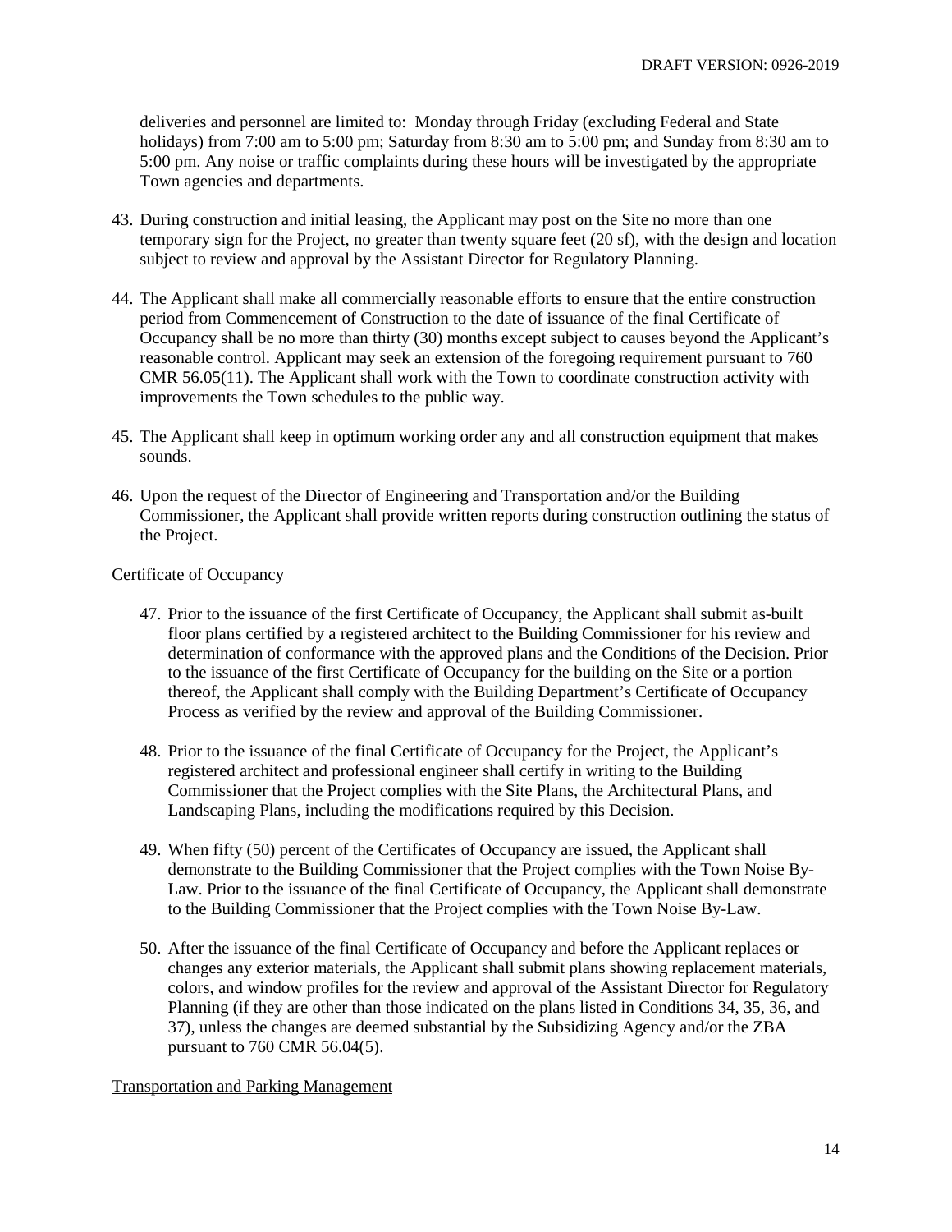deliveries and personnel are limited to: Monday through Friday (excluding Federal and State holidays) from 7:00 am to 5:00 pm; Saturday from 8:30 am to 5:00 pm; and Sunday from 8:30 am to 5:00 pm. Any noise or traffic complaints during these hours will be investigated by the appropriate Town agencies and departments.

43. During construction and initial leasing, the Applicant may post on the Site no more than one temporary sign for the Project, no greater than twenty square feet (20 sf), with the design and location subject to review and approval by the Assistant Director for Regulatory Planning.

44. The Applicant shall make all commercially reasonable efforts to ensure that the entire construction period from Commencement of Construction to the date of issuance of the final Certificate of Occupancy shall be no more than thirty (30) months except subject to causes beyond the Applicant's reasonable control. Applicant may seek an extension of the foregoing requirement pursuant to 760 CMR 56.05(11). The Applicant shall work with the Town to coordinate construction activity with improvements the Town schedules to the public way.

45. The Applicant shall keep in optimum working order any and all construction equipment that makes sounds.

46. Upon the request of the Director of Engineering and Transportation and/or the Building Commissioner, the Applicant shall provide written reports during construction outlining the status of the Project.

<u>Certificate of Occupancy</u>

47. Prior to the issuance of the first Certificate of Occupancy, the Applicant shall submit as-built floor plans certified by a registered architect to the Building Commissioner for his review and determination of conformance with the approved plans and the Conditions of the Decision. Prior to the issuance of the first Certificate of Occupancy for the building on the Site or a portion thereof, the Applicant shall comply with the Building Department's Certificate of Occupancy Process as verified by the review and approval of the Building Commissioner.

48. Prior to the issuance of the final Certificate of Occupancy for the Project, the Applicant's registered architect and professional engineer shall certify in writing to the Building Commissioner that the Project complies with the Site Plans, the Architectural Plans, and Landscaping Plans, including the modifications required by this Decision.

49. When fifty (50) percent of the Certificates of Occupancy are issued, the Applicant shall demonstrate to the Building Commissioner that the Project complies with the Town Noise By-Law. Prior to the issuance of the final Certificate of Occupancy, the Applicant shall demonstrate to the Building Commissioner that the Project complies with the Town Noise By-Law.

50. After the issuance of the final Certificate of Occupancy and before the Applicant replaces or changes any exterior materials, the Applicant shall submit plans showing replacement materials, colors, and window profiles for the review and approval of the Assistant Director for Regulatory Planning (if they are other than those indicated on the plans listed in Conditions 34, 35, 36, and 37), unless the changes are deemed substantial by the Subsidizing Agency and/or the ZBA pursuant to 760 CMR 56.04(5).

<u>Transportation and Parking Management</u>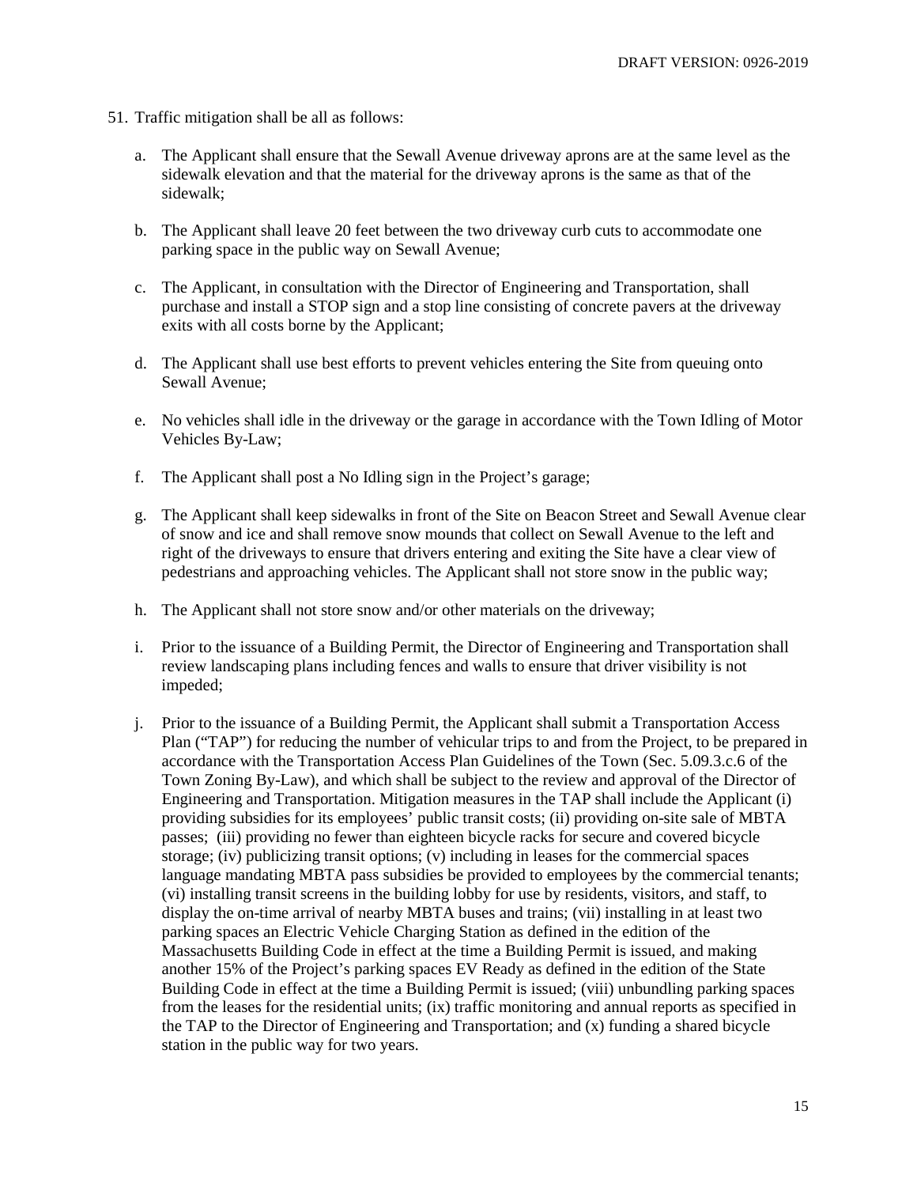51. Traffic mitigation shall be all as follows:

    a. The Applicant shall ensure that the Sewall Avenue driveway aprons are at the same level as the sidewalk elevation and that the material for the driveway aprons is the same as that of the sidewalk;

    b. The Applicant shall leave 20 feet between the two driveway curb cuts to accommodate one parking space in the public way on Sewall Avenue;

    c. The Applicant, in consultation with the Director of Engineering and Transportation, shall purchase and install a STOP sign and a stop line consisting of concrete pavers at the driveway exits with all costs borne by the Applicant;

    d. The Applicant shall use best efforts to prevent vehicles entering the Site from queuing onto Sewall Avenue;

    e. No vehicles shall idle in the driveway or the garage in accordance with the Town Idling of Motor Vehicles By-Law;

    f. The Applicant shall post a No Idling sign in the Project's garage;

    g. The Applicant shall keep sidewalks in front of the Site on Beacon Street and Sewall Avenue clear of snow and ice and shall remove snow mounds that collect on Sewall Avenue to the left and right of the driveways to ensure that drivers entering and exiting the Site have a clear view of pedestrians and approaching vehicles. The Applicant shall not store snow in the public way;

    h. The Applicant shall not store snow and/or other materials on the driveway;

    i. Prior to the issuance of a Building Permit, the Director of Engineering and Transportation shall review landscaping plans including fences and walls to ensure that driver visibility is not impeded;

    j. Prior to the issuance of a Building Permit, the Applicant shall submit a Transportation Access Plan ("TAP") for reducing the number of vehicular trips to and from the Project, to be prepared in accordance with the Transportation Access Plan Guidelines of the Town (Sec. 5.09.3.c.6 of the Town Zoning By-Law), and which shall be subject to the review and approval of the Director of Engineering and Transportation. Mitigation measures in the TAP shall include the Applicant (i) providing subsidies for its employees' public transit costs; (ii) providing on-site sale of MBTA passes; (iii) providing no fewer than eighteen bicycle racks for secure and covered bicycle storage; (iv) publicizing transit options; (v) including in leases for the commercial spaces language mandating MBTA pass subsidies be provided to employees by the commercial tenants; (vi) installing transit screens in the building lobby for use by residents, visitors, and staff, to display the on-time arrival of nearby MBTA buses and trains; (vii) installing in at least two parking spaces an Electric Vehicle Charging Station as defined in the edition of the Massachusetts Building Code in effect at the time a Building Permit is issued, and making another 15% of the Project's parking spaces EV Ready as defined in the edition of the State Building Code in effect at the time a Building Permit is issued; (viii) unbundling parking spaces from the leases for the residential units; (ix) traffic monitoring and annual reports as specified in the TAP to the Director of Engineering and Transportation; and (x) funding a shared bicycle station in the public way for two years.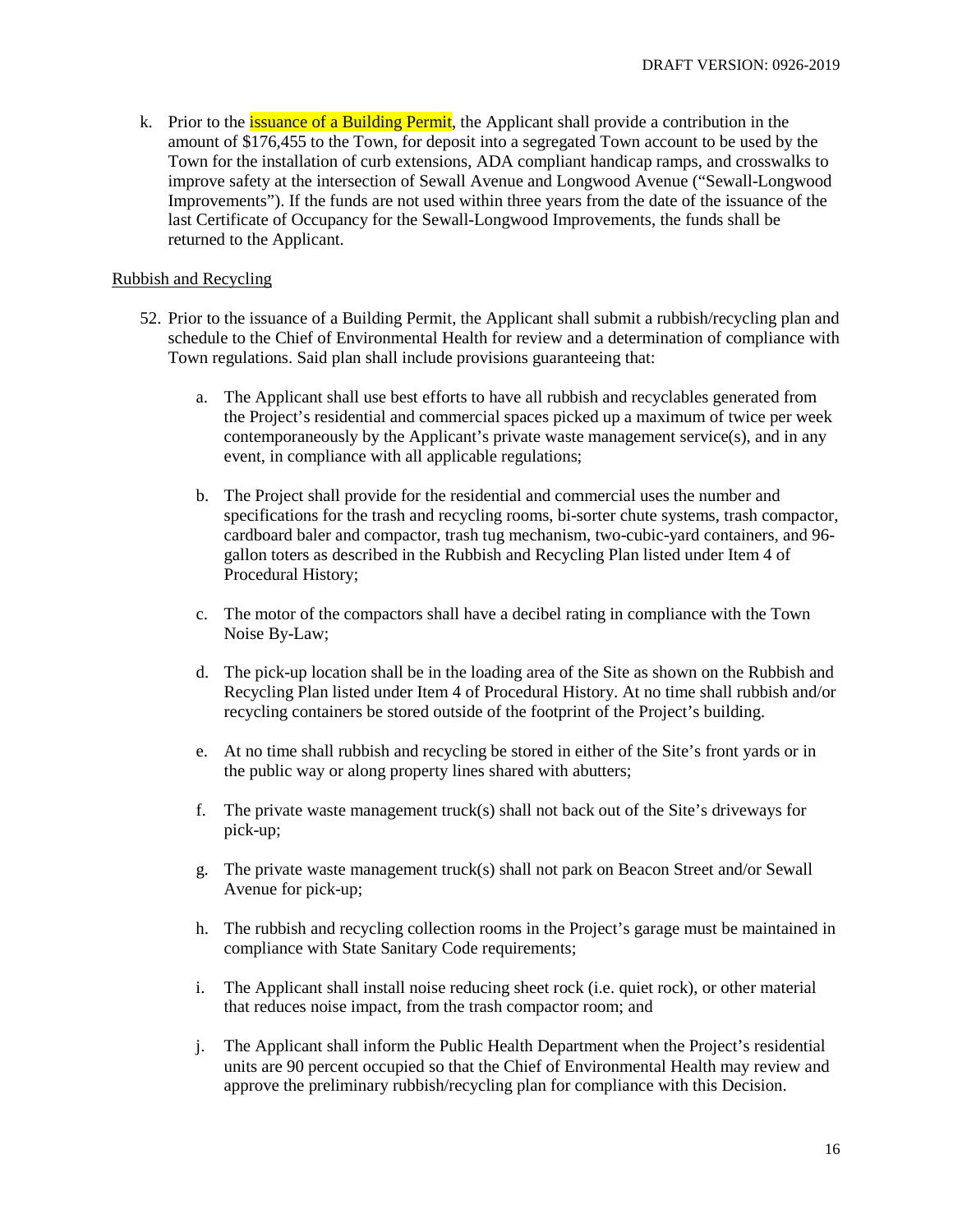k. Prior to the issuance of a Building Permit, the Applicant shall provide a contribution in the amount of $176,455 to the Town, for deposit into a segregated Town account to be used by the Town for the installation of curb extensions, ADA compliant handicap ramps, and crosswalks to improve safety at the intersection of Sewall Avenue and Longwood Avenue ("Sewall-Longwood Improvements"). If the funds are not used within three years from the date of the issuance of the last Certificate of Occupancy for the Sewall-Longwood Improvements, the funds shall be returned to the Applicant.

Rubbish and Recycling

52. Prior to the issuance of a Building Permit, the Applicant shall submit a rubbish/recycling plan and schedule to the Chief of Environmental Health for review and a determination of compliance with Town regulations. Said plan shall include provisions guaranteeing that:

    a. The Applicant shall use best efforts to have all rubbish and recyclables generated from the Project's residential and commercial spaces picked up a maximum of twice per week contemporaneously by the Applicant's private waste management service(s), and in any event, in compliance with all applicable regulations;

    b. The Project shall provide for the residential and commercial uses the number and specifications for the trash and recycling rooms, bi-sorter chute systems, trash compactor, cardboard baler and compactor, trash tug mechanism, two-cubic-yard containers, and 96-gallon toters as described in the Rubbish and Recycling Plan listed under Item 4 of Procedural History;

    c. The motor of the compactors shall have a decibel rating in compliance with the Town Noise By-Law;

    d. The pick-up location shall be in the loading area of the Site as shown on the Rubbish and Recycling Plan listed under Item 4 of Procedural History. At no time shall rubbish and/or recycling containers be stored outside of the footprint of the Project's building.

    e. At no time shall rubbish and recycling be stored in either of the Site's front yards or in the public way or along property lines shared with abutters;

    f. The private waste management truck(s) shall not back out of the Site's driveways for pick-up;

    g. The private waste management truck(s) shall not park on Beacon Street and/or Sewall Avenue for pick-up;

    h. The rubbish and recycling collection rooms in the Project's garage must be maintained in compliance with State Sanitary Code requirements;

    i. The Applicant shall install noise reducing sheet rock (i.e. quiet rock), or other material that reduces noise impact, from the trash compactor room; and

    j. The Applicant shall inform the Public Health Department when the Project's residential units are 90 percent occupied so that the Chief of Environmental Health may review and approve the preliminary rubbish/recycling plan for compliance with this Decision.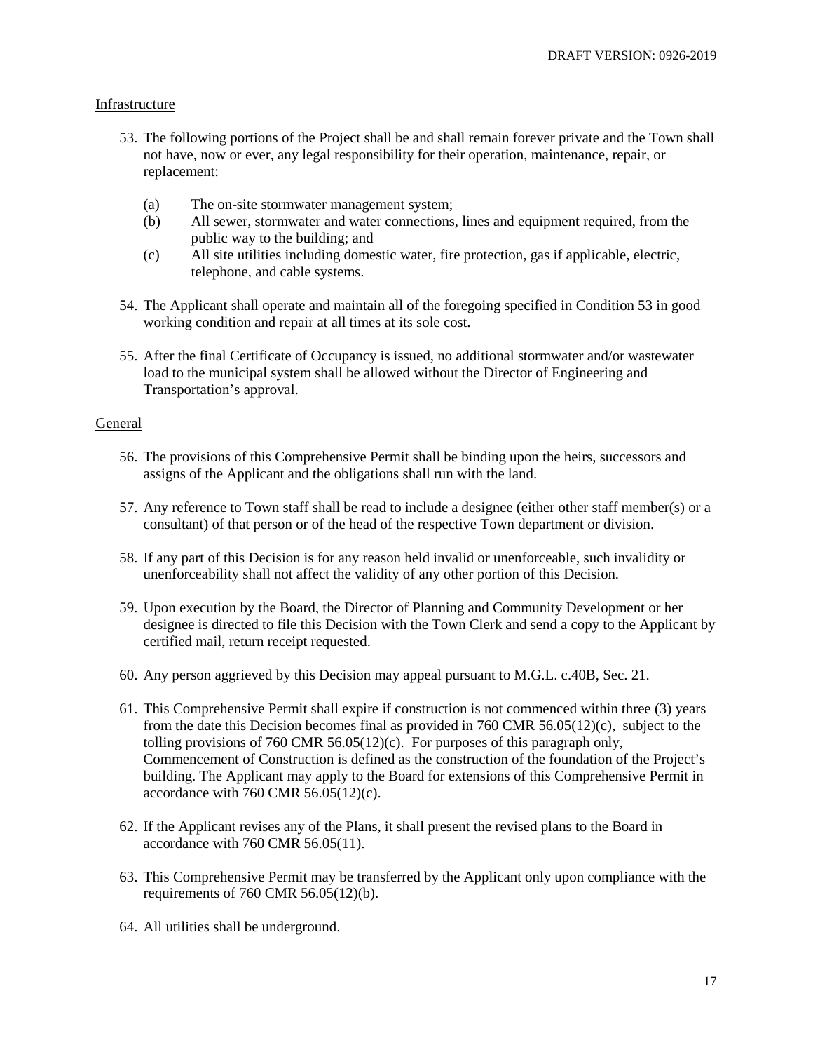Infrastructure

53. The following portions of the Project shall be and shall remain forever private and the Town shall not have, now or ever, any legal responsibility for their operation, maintenance, repair, or replacement:

    (a) The on-site stormwater management system;
    (b) All sewer, stormwater and water connections, lines and equipment required, from the public way to the building; and
    (c) All site utilities including domestic water, fire protection, gas if applicable, electric, telephone, and cable systems.

54. The Applicant shall operate and maintain all of the foregoing specified in Condition 53 in good working condition and repair at all times at its sole cost.

55. After the final Certificate of Occupancy is issued, no additional stormwater and/or wastewater load to the municipal system shall be allowed without the Director of Engineering and Transportation's approval.

General

56. The provisions of this Comprehensive Permit shall be binding upon the heirs, successors and assigns of the Applicant and the obligations shall run with the land.

57. Any reference to Town staff shall be read to include a designee (either other staff member(s) or a consultant) of that person or of the head of the respective Town department or division.

58. If any part of this Decision is for any reason held invalid or unenforceable, such invalidity or unenforceability shall not affect the validity of any other portion of this Decision.

59. Upon execution by the Board, the Director of Planning and Community Development or her designee is directed to file this Decision with the Town Clerk and send a copy to the Applicant by certified mail, return receipt requested.

60. Any person aggrieved by this Decision may appeal pursuant to M.G.L. c.40B, Sec. 21.

61. This Comprehensive Permit shall expire if construction is not commenced within three (3) years from the date this Decision becomes final as provided in 760 CMR 56.05(12)(c), subject to the tolling provisions of 760 CMR 56.05(12)(c). For purposes of this paragraph only, Commencement of Construction is defined as the construction of the foundation of the Project's building. The Applicant may apply to the Board for extensions of this Comprehensive Permit in accordance with 760 CMR 56.05(12)(c).

62. If the Applicant revises any of the Plans, it shall present the revised plans to the Board in accordance with 760 CMR 56.05(11).

63. This Comprehensive Permit may be transferred by the Applicant only upon compliance with the requirements of 760 CMR 56.05(12)(b).

64. All utilities shall be underground.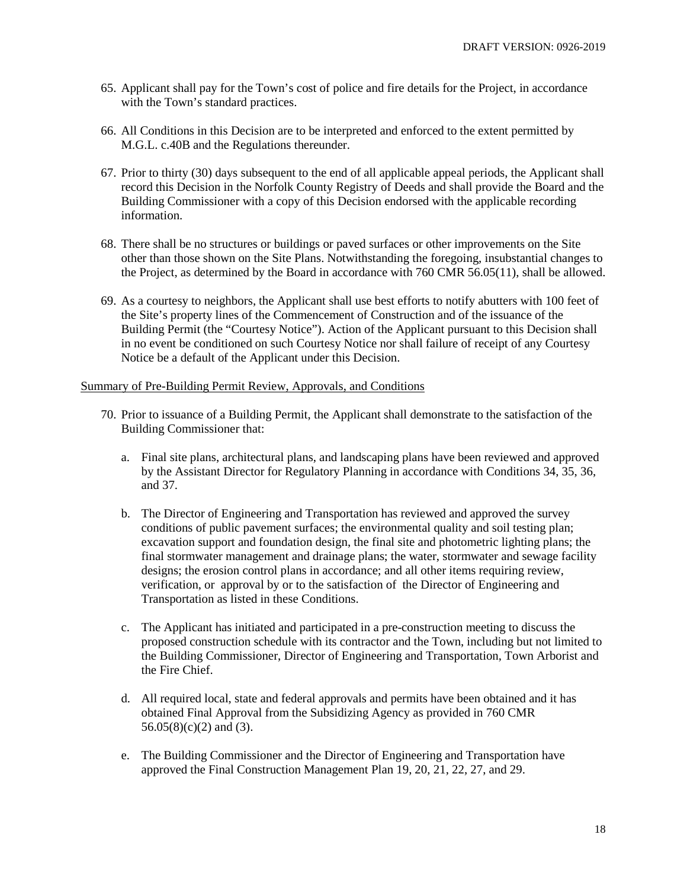65. Applicant shall pay for the Town's cost of police and fire details for the Project, in accordance with the Town's standard practices.

66. All Conditions in this Decision are to be interpreted and enforced to the extent permitted by M.G.L. c.40B and the Regulations thereunder.

67. Prior to thirty (30) days subsequent to the end of all applicable appeal periods, the Applicant shall record this Decision in the Norfolk County Registry of Deeds and shall provide the Board and the Building Commissioner with a copy of this Decision endorsed with the applicable recording information.

68. There shall be no structures or buildings or paved surfaces or other improvements on the Site other than those shown on the Site Plans. Notwithstanding the foregoing, insubstantial changes to the Project, as determined by the Board in accordance with 760 CMR 56.05(11), shall be allowed.

69. As a courtesy to neighbors, the Applicant shall use best efforts to notify abutters with 100 feet of the Site's property lines of the Commencement of Construction and of the issuance of the Building Permit (the "Courtesy Notice"). Action of the Applicant pursuant to this Decision shall in no event be conditioned on such Courtesy Notice nor shall failure of receipt of any Courtesy Notice be a default of the Applicant under this Decision.

Summary of Pre-Building Permit Review, Approvals, and Conditions

70. Prior to issuance of a Building Permit, the Applicant shall demonstrate to the satisfaction of the Building Commissioner that:

    a. Final site plans, architectural plans, and landscaping plans have been reviewed and approved by the Assistant Director for Regulatory Planning in accordance with Conditions 34, 35, 36, and 37.

    b. The Director of Engineering and Transportation has reviewed and approved the survey conditions of public pavement surfaces; the environmental quality and soil testing plan; excavation support and foundation design, the final site and photometric lighting plans; the final stormwater management and drainage plans; the water, stormwater and sewage facility designs; the erosion control plans in accordance; and all other items requiring review, verification, or approval by or to the satisfaction of the Director of Engineering and Transportation as listed in these Conditions.

    c. The Applicant has initiated and participated in a pre-construction meeting to discuss the proposed construction schedule with its contractor and the Town, including but not limited to the Building Commissioner, Director of Engineering and Transportation, Town Arborist and the Fire Chief.

    d. All required local, state and federal approvals and permits have been obtained and it has obtained Final Approval from the Subsidizing Agency as provided in 760 CMR 56.05(8)(c)(2) and (3).

    e. The Building Commissioner and the Director of Engineering and Transportation have approved the Final Construction Management Plan 19, 20, 21, 22, 27, and 29.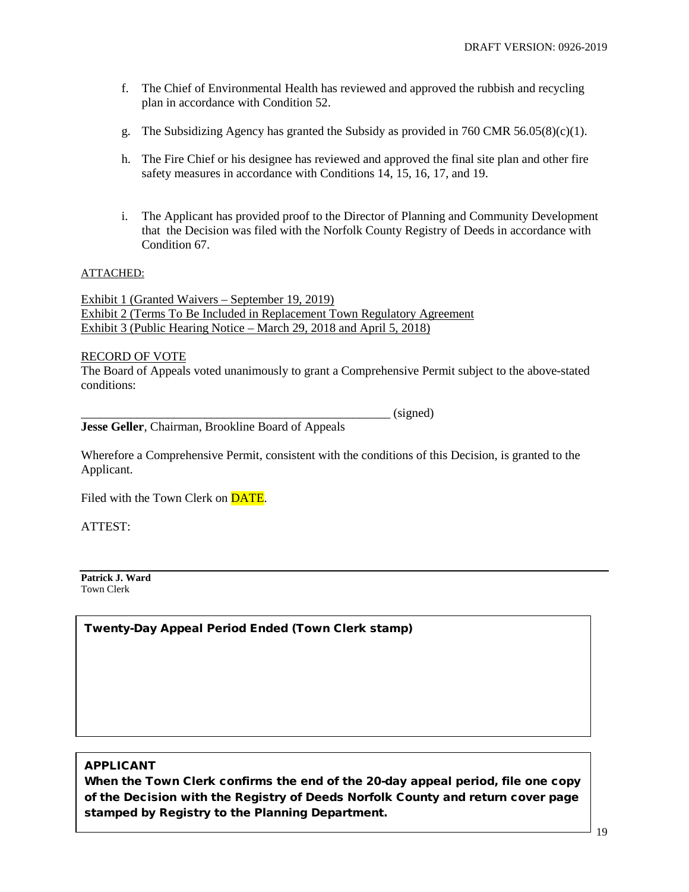f. The Chief of Environmental Health has reviewed and approved the rubbish and recycling plan in accordance with Condition 52.

g. The Subsidizing Agency has granted the Subsidy as provided in 760 CMR 56.05(8)(c)(1).

h. The Fire Chief or his designee has reviewed and approved the final site plan and other fire safety measures in accordance with Conditions 14, 15, 16, 17, and 19.

i. The Applicant has provided proof to the Director of Planning and Community Development that the Decision was filed with the Norfolk County Registry of Deeds in accordance with Condition 67.

ATTACHED:

Exhibit 1 (Granted Waivers – September 19, 2019)
Exhibit 2 (Terms To Be Included in Replacement Town Regulatory Agreement
Exhibit 3 (Public Hearing Notice – March 29, 2018 and April 5, 2018)

RECORD OF VOTE

The Board of Appeals voted unanimously to grant a Comprehensive Permit subject to the above-stated conditions:

_____________________________________________________ (signed)
**Jesse Geller**, Chairman, Brookline Board of Appeals

Wherefore a Comprehensive Permit, consistent with the conditions of this Decision, is granted to the Applicant.

Filed with the Town Clerk on DATE.

ATTEST:

**Patrick J. Ward**
Town Clerk

**Twenty-Day Appeal Period Ended (Town Clerk stamp)**

**APPLICANT**
**When the Town Clerk confirms the end of the 20-day appeal period, file one copy of the Decision with the Registry of Deeds Norfolk County and return cover page stamped by Registry to the Planning Department.**